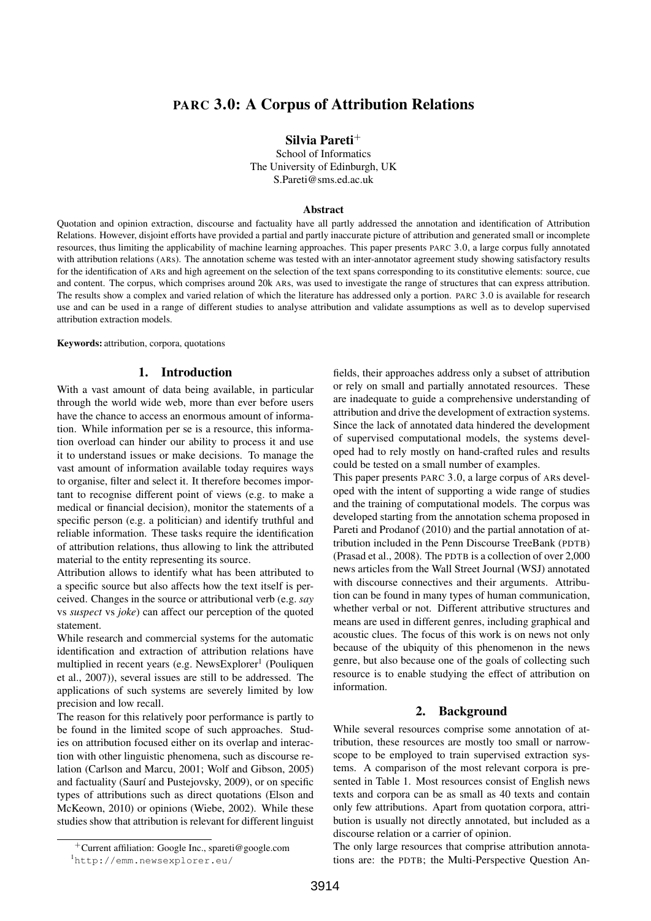# PARC 3.0: A Corpus of Attribution Relations

**Silvia Pareti**[+]

School of Informatics
The University of Edinburgh, UK
S.Pareti@sms.ed.ac.uk

### Abstract

Quotation and opinion extraction, discourse and factuality have all partly addressed the annotation and identification of Attribution Relations. However, disjoint efforts have provided a partial and partly inaccurate picture of attribution and generated small or incomplete resources, thus limiting the applicability of machine learning approaches. This paper presents PARC 3.0, a large corpus fully annotated with attribution relations (ARs). The annotation scheme was tested with an inter-annotator agreement study showing satisfactory results for the identification of ARs and high agreement on the selection of the text spans corresponding to its constitutive elements: source, cue and content. The corpus, which comprises around 20k ARs, was used to investigate the range of structures that can express attribution. The results show a complex and varied relation of which the literature has addressed only a portion. PARC 3.0 is available for research use and can be used in a range of different studies to analyse attribution and validate assumptions as well as to develop supervised attribution extraction models.

**Keywords:** attribution, corpora, quotations

## 1. Introduction

With a vast amount of data being available, in particular through the world wide web, more than ever before users have the chance to access an enormous amount of information. While information per se is a resource, this information overload can hinder our ability to process it and use it to understand issues or make decisions. To manage the vast amount of information available today requires ways to organise, filter and select it. It therefore becomes important to recognise different point of views (e.g. to make a medical or financial decision), monitor the statements of a specific person (e.g. a politician) and identify truthful and reliable information. These tasks require the identification of attribution relations, thus allowing to link the attributed material to the entity representing its source.

Attribution allows to identify what has been attributed to a specific source but also affects how the text itself is perceived. Changes in the source or attributional verb (e.g. *say* vs *suspect* vs *joke*) can affect our perception of the quoted statement.

While research and commercial systems for the automatic identification and extraction of attribution relations have multiplied in recent years (e.g. NewsExplorer[1] (Pouliquen et al., 2007)), several issues are still to be addressed. The applications of such systems are severely limited by low precision and low recall.

The reason for this relatively poor performance is partly to be found in the limited scope of such approaches. Studies on attribution focused either on its overlap and interaction with other linguistic phenomena, such as discourse relation (Carlson and Marcu, 2001; Wolf and Gibson, 2005) and factuality (Saurí and Pustejovsky, 2009), or on specific types of attributions such as direct quotations (Elson and McKeown, 2010) or opinions (Wiebe, 2002). While these studies show that attribution is relevant for different linguist fields, their approaches address only a subset of attribution or rely on small and partially annotated resources. These are inadequate to guide a comprehensive understanding of attribution and drive the development of extraction systems. Since the lack of annotated data hindered the development of supervised computational models, the systems developed had to rely mostly on hand-crafted rules and results could be tested on a small number of examples.

This paper presents PARC 3.0, a large corpus of ARs developed with the intent of supporting a wide range of studies and the training of computational models. The corpus was developed starting from the annotation schema proposed in Pareti and Prodanof (2010) and the partial annotation of attribution included in the Penn Discourse TreeBank (PDTB) (Prasad et al., 2008). The PDTB is a collection of over 2,000 news articles from the Wall Street Journal (WSJ) annotated with discourse connectives and their arguments. Attribution can be found in many types of human communication, whether verbal or not. Different attributive structures and means are used in different genres, including graphical and acoustic clues. The focus of this work is on news not only because of the ubiquity of this phenomenon in the news genre, but also because one of the goals of collecting such resource is to enable studying the effect of attribution on information.

## 2. Background

While several resources comprise some annotation of attribution, these resources are mostly too small or narrow-scope to be employed to train supervised extraction systems. A comparison of the most relevant corpora is presented in Table 1. Most resources consist of English news texts and corpora can be as small as 40 texts and contain only few attributions. Apart from quotation corpora, attribution is usually not directly annotated, but included as a discourse relation or a carrier of opinion.

The only large resources that comprise attribution annotations are: the PDTB; the Multi-Perspective Question An-

[+]Current affiliation: Google Inc., spareti@google.com

[1]http://emm.newsexplorer.eu/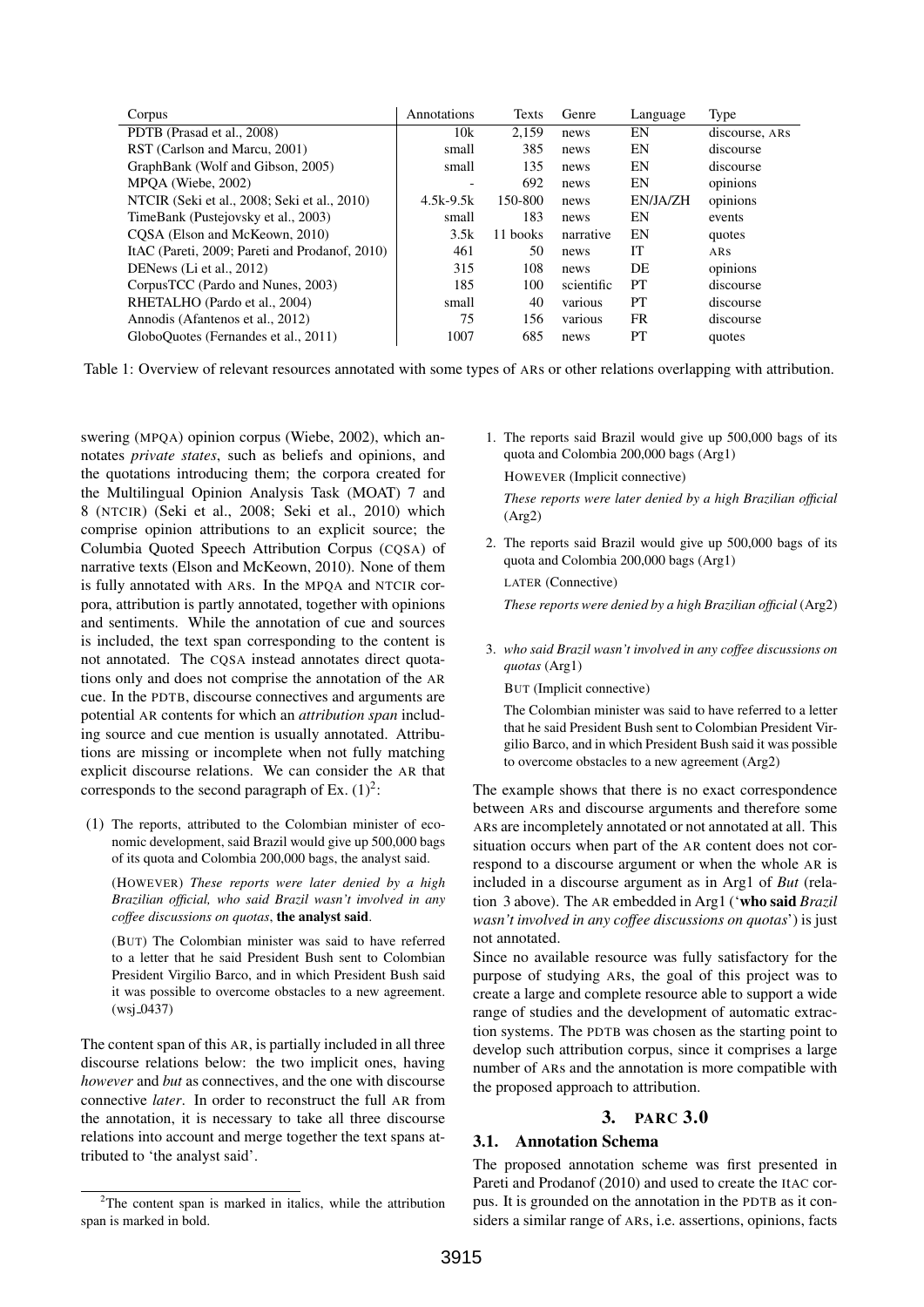| Corpus | Annotations | Texts | Genre | Language | Type |
|---|---|---|---|---|---|
| PDTB (Prasad et al., 2008) | 10k | 2,159 | news | EN | discourse, ARs |
| RST (Carlson and Marcu, 2001) | small | 385 | news | EN | discourse |
| GraphBank (Wolf and Gibson, 2005) | small | 135 | news | EN | discourse |
| MPQA (Wiebe, 2002) | - | 692 | news | EN | opinions |
| NTCIR (Seki et al., 2008; Seki et al., 2010) | 4.5k-9.5k | 150-800 | news | EN/JA/ZH | opinions |
| TimeBank (Pustejovsky et al., 2003) | small | 183 | news | EN | events |
| CQSA (Elson and McKeown, 2010) | 3.5k | 11 books | narrative | EN | quotes |
| ItAC (Pareti, 2009; Pareti and Prodanof, 2010) | 461 | 50 | news | IT | ARs |
| DENews (Li et al., 2012) | 315 | 108 | news | DE | opinions |
| CorpusTCC (Pardo and Nunes, 2003) | 185 | 100 | scientific | PT | discourse |
| RHETALHO (Pardo et al., 2004) | small | 40 | various | PT | discourse |
| Annodis (Afantenos et al., 2012) | 75 | 156 | various | FR | discourse |
| GloboQuotes (Fernandes et al., 2011) | 1007 | 685 | news | PT | quotes |

Table 1: Overview of relevant resources annotated with some types of ARs or other relations overlapping with attribution.

swering (MPQA) opinion corpus (Wiebe, 2002), which annotates *private states*, such as beliefs and opinions, and the quotations introducing them; the corpora created for the Multilingual Opinion Analysis Task (MOAT) 7 and 8 (NTCIR) (Seki et al., 2008; Seki et al., 2010) which comprise opinion attributions to an explicit source; the Columbia Quoted Speech Attribution Corpus (CQSA) of narrative texts (Elson and McKeown, 2010). None of them is fully annotated with ARs. In the MPQA and NTCIR corpora, attribution is partly annotated, together with opinions and sentiments. While the annotation of cue and sources is included, the text span corresponding to the content is not annotated. The CQSA instead annotates direct quotations only and does not comprise the annotation of the AR cue. In the PDTB, discourse connectives and arguments are potential AR contents for which an *attribution span* including source and cue mention is usually annotated. Attributions are missing or incomplete when not fully matching explicit discourse relations. We can consider the AR that corresponds to the second paragraph of Ex. (1)[2]:

(1) The reports, attributed to the Colombian minister of economic development, said Brazil would give up 500,000 bags of its quota and Colombia 200,000 bags, the analyst said.

(HOWEVER) *These reports were later denied by a high Brazilian official, who said Brazil wasn't involved in any coffee discussions on quotas*, **the analyst said**.

(BUT) The Colombian minister was said to have referred to a letter that he said President Bush sent to Colombian President Virgilio Barco, and in which President Bush said it was possible to overcome obstacles to a new agreement. (wsj_0437)

The content span of this AR, is partially included in all three discourse relations below: the two implicit ones, having *however* and *but* as connectives, and the one with discourse connective *later*. In order to reconstruct the full AR from the annotation, it is necessary to take all three discourse relations into account and merge together the text spans attributed to 'the analyst said'.

1. The reports said Brazil would give up 500,000 bags of its quota and Colombia 200,000 bags (Arg1)

   HOWEVER (Implicit connective)

   *These reports were later denied by a high Brazilian official* (Arg2)

2. The reports said Brazil would give up 500,000 bags of its quota and Colombia 200,000 bags (Arg1)

   LATER (Connective)

   *These reports were denied by a high Brazilian official* (Arg2)

3. *who said Brazil wasn't involved in any coffee discussions on quotas* (Arg1)

   BUT (Implicit connective)

   The Colombian minister was said to have referred to a letter that he said President Bush sent to Colombian President Virgilio Barco, and in which President Bush said it was possible to overcome obstacles to a new agreement (Arg2)

The example shows that there is no exact correspondence between ARs and discourse arguments and therefore some ARs are incompletely annotated or not annotated at all. This situation occurs when part of the AR content does not correspond to a discourse argument or when the whole AR is included in a discourse argument as in Arg1 of *But* (relation 3 above). The AR embedded in Arg1 ('**who said** *Brazil wasn't involved in any coffee discussions on quotas*') is just not annotated.

Since no available resource was fully satisfactory for the purpose of studying ARs, the goal of this project was to create a large and complete resource able to support a wide range of studies and the development of automatic extraction systems. The PDTB was chosen as the starting point to develop such attribution corpus, since it comprises a large number of ARs and the annotation is more compatible with the proposed approach to attribution.

## 3. PARC 3.0

### 3.1. Annotation Schema

The proposed annotation scheme was first presented in Pareti and Prodanof (2010) and used to create the ItAC corpus. It is grounded on the annotation in the PDTB as it considers a similar range of ARs, i.e. assertions, opinions, facts

[2] The content span is marked in italics, while the attribution span is marked in bold.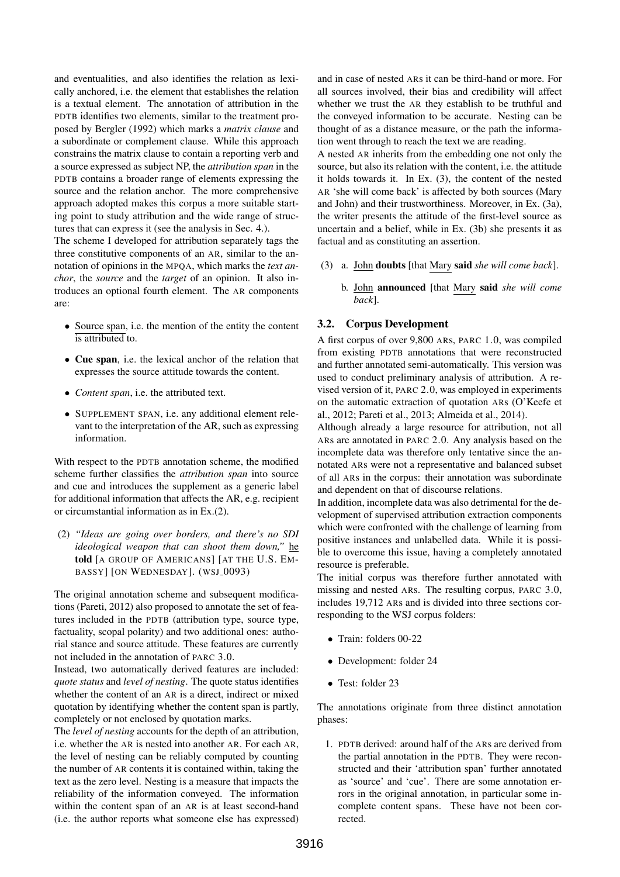and eventualities, and also identifies the relation as lexically anchored, i.e. the element that establishes the relation is a textual element. The annotation of attribution in the PDTB identifies two elements, similar to the treatment proposed by Bergler (1992) which marks a *matrix clause* and a subordinate or complement clause. While this approach constrains the matrix clause to contain a reporting verb and a source expressed as subject NP, the *attribution span* in the PDTB contains a broader range of elements expressing the source and the relation anchor. The more comprehensive approach adopted makes this corpus a more suitable starting point to study attribution and the wide range of structures that can express it (see the analysis in Sec. 4.).

The scheme I developed for attribution separately tags the three constitutive components of an AR, similar to the annotation of opinions in the MPQA, which marks the *text anchor*, the *source* and the *target* of an opinion. It also introduces an optional fourth element. The AR components are:

- Source span, i.e. the mention of the entity the content is attributed to.
- **Cue span**, i.e. the lexical anchor of the relation that expresses the source attitude towards the content.
- *Content span*, i.e. the attributed text.
- SUPPLEMENT SPAN, i.e. any additional element relevant to the interpretation of the AR, such as expressing information.

With respect to the PDTB annotation scheme, the modified scheme further classifies the *attribution span* into source and cue and introduces the supplement as a generic label for additional information that affects the AR, e.g. recipient or circumstantial information as in Ex.(2).

(2) *"Ideas are going over borders, and there's no SDI ideological weapon that can shoot them down,"* he **told** [A GROUP OF AMERICANS] [AT THE U.S. EMBASSY] [ON WEDNESDAY]. (WSJ_0093)

The original annotation scheme and subsequent modifications (Pareti, 2012) also proposed to annotate the set of features included in the PDTB (attribution type, source type, factuality, scopal polarity) and two additional ones: authorial stance and source attitude. These features are currently not included in the annotation of PARC 3.0.

Instead, two automatically derived features are included: *quote status* and *level of nesting*. The quote status identifies whether the content of an AR is a direct, indirect or mixed quotation by identifying whether the content span is partly, completely or not enclosed by quotation marks.

The *level of nesting* accounts for the depth of an attribution, i.e. whether the AR is nested into another AR. For each AR, the level of nesting can be reliably computed by counting the number of AR contents it is contained within, taking the text as the zero level. Nesting is a measure that impacts the reliability of the information conveyed. The information within the content span of an AR is at least second-hand (i.e. the author reports what someone else has expressed) and in case of nested ARs it can be third-hand or more. For all sources involved, their bias and credibility will affect whether we trust the AR they establish to be truthful and the conveyed information to be accurate. Nesting can be thought of as a distance measure, or the path the information went through to reach the text we are reading.

A nested AR inherits from the embedding one not only the source, but also its relation with the content, i.e. the attitude it holds towards it. In Ex. (3), the content of the nested AR 'she will come back' is affected by both sources (Mary and John) and their trustworthiness. Moreover, in Ex. (3a), the writer presents the attitude of the first-level source as uncertain and a belief, while in Ex. (3b) she presents it as factual and as constituting an assertion.

(3) a. John **doubts** [that Mary **said** *she will come back*].

b. John **announced** [that Mary **said** *she will come back*].

### 3.2. Corpus Development

A first corpus of over 9,800 ARs, PARC 1.0, was compiled from existing PDTB annotations that were reconstructed and further annotated semi-automatically. This version was used to conduct preliminary analysis of attribution. A revised version of it, PARC 2.0, was employed in experiments on the automatic extraction of quotation ARs (O'Keefe et al., 2012; Pareti et al., 2013; Almeida et al., 2014).

Although already a large resource for attribution, not all ARs are annotated in PARC 2.0. Any analysis based on the incomplete data was therefore only tentative since the annotated ARs were not a representative and balanced subset of all ARs in the corpus: their annotation was subordinate and dependent on that of discourse relations.

In addition, incomplete data was also detrimental for the development of supervised attribution extraction components which were confronted with the challenge of learning from positive instances and unlabelled data. While it is possible to overcome this issue, having a completely annotated resource is preferable.

The initial corpus was therefore further annotated with missing and nested ARs. The resulting corpus, PARC 3.0, includes 19,712 ARs and is divided into three sections corresponding to the WSJ corpus folders:

- Train: folders 00-22
- Development: folder 24
- Test: folder 23

The annotations originate from three distinct annotation phases:

1. PDTB derived: around half of the ARs are derived from the partial annotation in the PDTB. They were reconstructed and their 'attribution span' further annotated as 'source' and 'cue'. There are some annotation errors in the original annotation, in particular some incomplete content spans. These have not been corrected.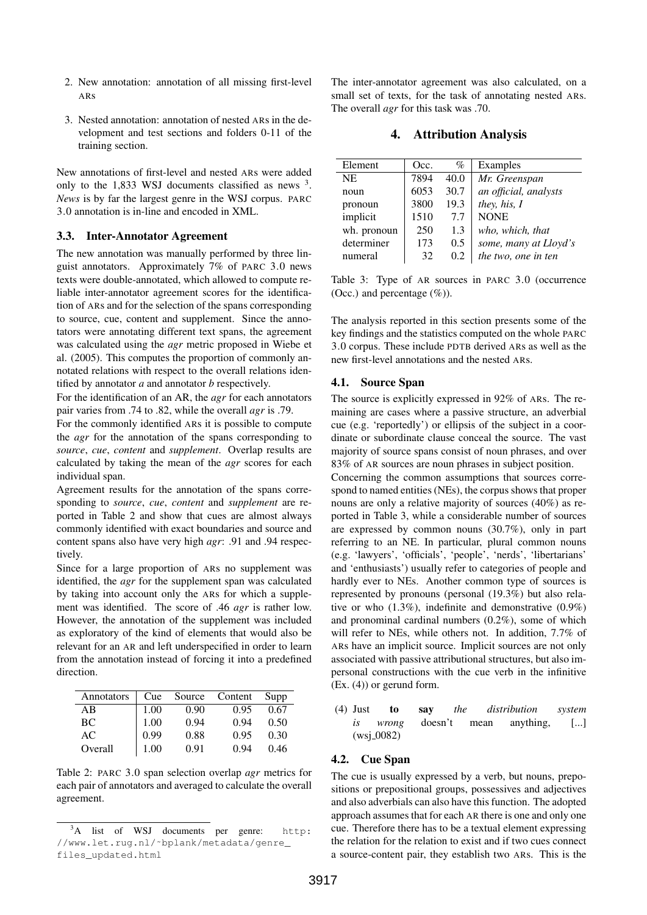2. New annotation: annotation of all missing first-level ARs
3. Nested annotation: annotation of nested ARs in the development and test sections and folders 0-11 of the training section.

New annotations of first-level and nested ARs were added only to the 1,833 WSJ documents classified as news [3]. *News* is by far the largest genre in the WSJ corpus. PARC 3.0 annotation is in-line and encoded in XML.

### 3.3. Inter-Annotator Agreement

The new annotation was manually performed by three linguist annotators. Approximately 7% of PARC 3.0 news texts were double-annotated, which allowed to compute reliable inter-annotator agreement scores for the identification of ARs and for the selection of the spans corresponding to source, cue, content and supplement. Since the annotators were annotating different text spans, the agreement was calculated using the *agr* metric proposed in Wiebe et al. (2005). This computes the proportion of commonly annotated relations with respect to the overall relations identified by annotator *a* and annotator *b* respectively.

For the identification of an AR, the *agr* for each annotators pair varies from .74 to .82, while the overall *agr* is .79.

For the commonly identified ARs it is possible to compute the *agr* for the annotation of the spans corresponding to *source*, *cue*, *content* and *supplement*. Overlap results are calculated by taking the mean of the *agr* scores for each individual span.

Agreement results for the annotation of the spans corresponding to *source*, *cue*, *content* and *supplement* are reported in Table 2 and show that cues are almost always commonly identified with exact boundaries and source and content spans also have very high *agr*: .91 and .94 respectively.

Since for a large proportion of ARs no supplement was identified, the *agr* for the supplement span was calculated by taking into account only the ARs for which a supplement was identified. The score of .46 *agr* is rather low. However, the annotation of the supplement was included as exploratory of the kind of elements that would also be relevant for an AR and left underspecified in order to learn from the annotation instead of forcing it into a predefined direction.

| Annotators | Cue | Source | Content | Supp |
|---|---|---|---|---|
| AB | 1.00 | 0.90 | 0.95 | 0.67 |
| BC | 1.00 | 0.94 | 0.94 | 0.50 |
| AC | 0.99 | 0.88 | 0.95 | 0.30 |
| Overall | 1.00 | 0.91 | 0.94 | 0.46 |

Table 2: PARC 3.0 span selection overlap *agr* metrics for each pair of annotators and averaged to calculate the overall agreement.

[3] A list of WSJ documents per genre: http://www.let.rug.nl/~bplank/metadata/genre_files_updated.html

The inter-annotator agreement was also calculated, on a small set of texts, for the task of annotating nested ARs. The overall *agr* for this task was .70.

## 4. Attribution Analysis

| Element | Occ. | % | Examples |
|---|---|---|---|
| NE | 7894 | 40.0 | *Mr. Greenspan* |
| noun | 6053 | 30.7 | *an official, analysts* |
| pronoun | 3800 | 19.3 | *they, his, I* |
| implicit | 1510 | 7.7 | NONE |
| wh. pronoun | 250 | 1.3 | *who, which, that* |
| determiner | 173 | 0.5 | *some, many at Lloyd's* |
| numeral | 32 | 0.2 | *the two, one in ten* |

Table 3: Type of AR sources in PARC 3.0 (occurrence (Occ.) and percentage (%)).

The analysis reported in this section presents some of the key findings and the statistics computed on the whole PARC 3.0 corpus. These include PDTB derived ARs as well as the new first-level annotations and the nested ARs.

### 4.1. Source Span

The source is explicitly expressed in 92% of ARs. The remaining are cases where a passive structure, an adverbial cue (e.g. 'reportedly') or ellipsis of the subject in a coordinate or subordinate clause conceal the source. The vast majority of source spans consist of noun phrases, and over 83% of AR sources are noun phrases in subject position.

Concerning the common assumptions that sources correspond to named entities (NEs), the corpus shows that proper nouns are only a relative majority of sources (40%) as reported in Table 3, while a considerable number of sources are expressed by common nouns (30.7%), only in part referring to an NE. In particular, plural common nouns (e.g. 'lawyers', 'officials', 'people', 'nerds', 'libertarians' and 'enthusiasts') usually refer to categories of people and hardly ever to NEs. Another common type of sources is represented by pronouns (personal (19.3%) but also relative or who (1.3%), indefinite and demonstrative (0.9%) and pronominal cardinal numbers (0.2%), some of which will refer to NEs, while others not. In addition, 7.7% of ARs have an implicit source. Implicit sources are not only associated with passive attributional structures, but also impersonal constructions with the cue verb in the infinitive (Ex. (4)) or gerund form.

(4) Just **to say** *the distribution system is wrong* doesn't mean anything, [...] (wsj_0082)

### 4.2. Cue Span

The cue is usually expressed by a verb, but nouns, prepositions or prepositional groups, possessives and adjectives and also adverbials can also have this function. The adopted approach assumes that for each AR there is one and only one cue. Therefore there has to be a textual element expressing the relation for the relation to exist and if two cues connect a source-content pair, they establish two ARs. This is the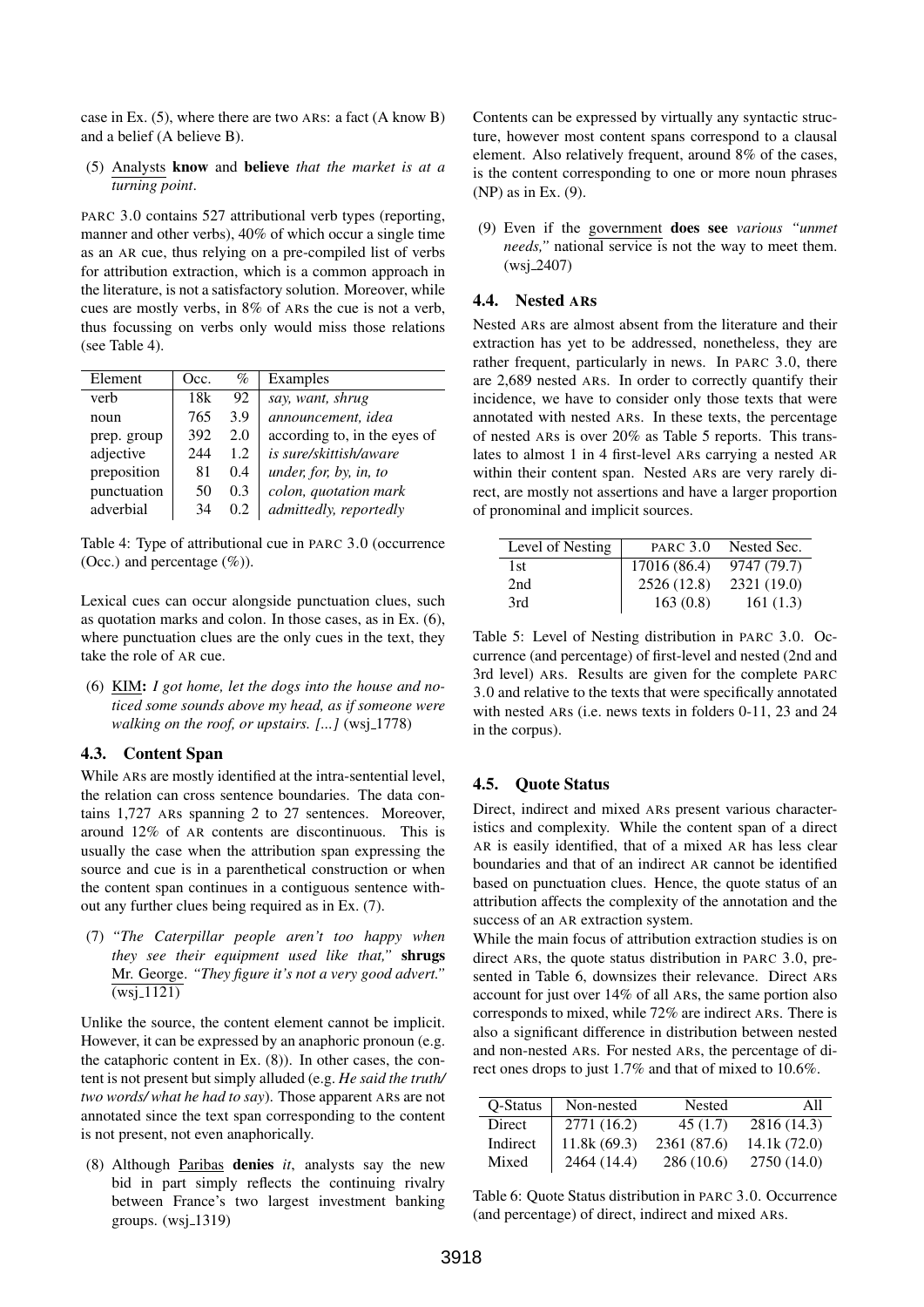case in Ex. (5), where there are two ARs: a fact (A know B) and a belief (A believe B).

(5) Analysts **know** and **believe** *that the market is at a turning point*.

PARC 3.0 contains 527 attributional verb types (reporting, manner and other verbs), 40% of which occur a single time as an AR cue, thus relying on a pre-compiled list of verbs for attribution extraction, which is a common approach in the literature, is not a satisfactory solution. Moreover, while cues are mostly verbs, in 8% of ARs the cue is not a verb, thus focussing on verbs only would miss those relations (see Table 4).

| Element | Occ. | % | Examples |
|---|---|---|---|
| verb | 18k | 92 | *say, want, shrug* |
| noun | 765 | 3.9 | *announcement, idea* |
| prep. group | 392 | 2.0 | according to, in the eyes of |
| adjective | 244 | 1.2 | *is sure/skittish/aware* |
| preposition | 81 | 0.4 | *under, for, by, in, to* |
| punctuation | 50 | 0.3 | *colon, quotation mark* |
| adverbial | 34 | 0.2 | *admittedly, reportedly* |

Table 4: Type of attributional cue in PARC 3.0 (occurrence (Occ.) and percentage (%)).

Lexical cues can occur alongside punctuation clues, such as quotation marks and colon. In those cases, as in Ex. (6), where punctuation clues are the only cues in the text, they take the role of AR cue.

(6) KIM**:** *I got home, let the dogs into the house and noticed some sounds above my head, as if someone were walking on the roof, or upstairs. [...]* (wsj_1778)

### 4.3. Content Span

While ARs are mostly identified at the intra-sentential level, the relation can cross sentence boundaries. The data contains 1,727 ARs spanning 2 to 27 sentences. Moreover, around 12% of AR contents are discontinuous. This is usually the case when the attribution span expressing the source and cue is in a parenthetical construction or when the content span continues in a contiguous sentence without any further clues being required as in Ex. (7).

(7) *"The Caterpillar people aren't too happy when they see their equipment used like that,"* **shrugs** Mr. George. *"They figure it's not a very good advert."* (wsj_1121)

Unlike the source, the content element cannot be implicit. However, it can be expressed by an anaphoric pronoun (e.g. the cataphoric content in Ex. (8)). In other cases, the content is not present but simply alluded (e.g. *He said the truth/ two words/ what he had to say*). Those apparent ARs are not annotated since the text span corresponding to the content is not present, not even anaphorically.

(8) Although Paribas **denies** *it*, analysts say the new bid in part simply reflects the continuing rivalry between France's two largest investment banking groups. (wsj_1319)

Contents can be expressed by virtually any syntactic structure, however most content spans correspond to a clausal element. Also relatively frequent, around 8% of the cases, is the content corresponding to one or more noun phrases (NP) as in Ex. (9).

(9) Even if the government **does see** *various "unmet needs,"* national service is not the way to meet them. (wsj_2407)

### 4.4. Nested ARs

Nested ARs are almost absent from the literature and their extraction has yet to be addressed, nonetheless, they are rather frequent, particularly in news. In PARC 3.0, there are 2,689 nested ARs. In order to correctly quantify their incidence, we have to consider only those texts that were annotated with nested ARs. In these texts, the percentage of nested ARs is over 20% as Table 5 reports. This translates to almost 1 in 4 first-level ARs carrying a nested AR within their content span. Nested ARs are very rarely direct, are mostly not assertions and have a larger proportion of pronominal and implicit sources.

| Level of Nesting | PARC 3.0 | Nested Sec. |
|---|---|---|
| 1st | 17016 (86.4) | 9747 (79.7) |
| 2nd | 2526 (12.8) | 2321 (19.0) |
| 3rd | 163 (0.8) | 161 (1.3) |

Table 5: Level of Nesting distribution in PARC 3.0. Occurrence (and percentage) of first-level and nested (2nd and 3rd level) ARs. Results are given for the complete PARC 3.0 and relative to the texts that were specifically annotated with nested ARs (i.e. news texts in folders 0-11, 23 and 24 in the corpus).

### 4.5. Quote Status

Direct, indirect and mixed ARs present various characteristics and complexity. While the content span of a direct AR is easily identified, that of a mixed AR has less clear boundaries and that of an indirect AR cannot be identified based on punctuation clues. Hence, the quote status of an attribution affects the complexity of the annotation and the success of an AR extraction system.

While the main focus of attribution extraction studies is on direct ARs, the quote status distribution in PARC 3.0, presented in Table 6, downsizes their relevance. Direct ARs account for just over 14% of all ARs, the same portion also corresponds to mixed, while 72% are indirect ARs. There is also a significant difference in distribution between nested and non-nested ARs. For nested ARs, the percentage of direct ones drops to just 1.7% and that of mixed to 10.6%.

| Q-Status | Non-nested | Nested | All |
|---|---|---|---|
| Direct | 2771 (16.2) | 45 (1.7) | 2816 (14.3) |
| Indirect | 11.8k (69.3) | 2361 (87.6) | 14.1k (72.0) |
| Mixed | 2464 (14.4) | 286 (10.6) | 2750 (14.0) |

Table 6: Quote Status distribution in PARC 3.0. Occurrence (and percentage) of direct, indirect and mixed ARs.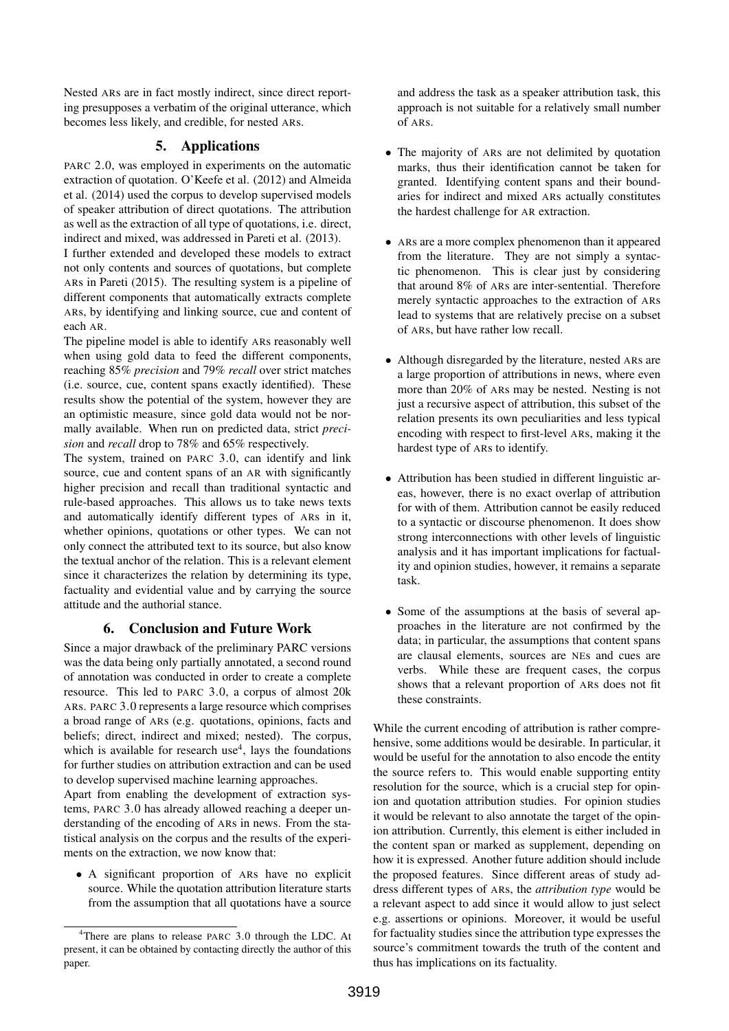Nested ARs are in fact mostly indirect, since direct reporting presupposes a verbatim of the original utterance, which becomes less likely, and credible, for nested ARs.

## 5. Applications

PARC 2.0, was employed in experiments on the automatic extraction of quotation. O'Keefe et al. (2012) and Almeida et al. (2014) used the corpus to develop supervised models of speaker attribution of direct quotations. The attribution as well as the extraction of all type of quotations, i.e. direct, indirect and mixed, was addressed in Pareti et al. (2013).

I further extended and developed these models to extract not only contents and sources of quotations, but complete ARs in Pareti (2015). The resulting system is a pipeline of different components that automatically extracts complete ARs, by identifying and linking source, cue and content of each AR.

The pipeline model is able to identify ARs reasonably well when using gold data to feed the different components, reaching 85% *precision* and 79% *recall* over strict matches (i.e. source, cue, content spans exactly identified). These results show the potential of the system, however they are an optimistic measure, since gold data would not be normally available. When run on predicted data, strict *precision* and *recall* drop to 78% and 65% respectively.

The system, trained on PARC 3.0, can identify and link source, cue and content spans of an AR with significantly higher precision and recall than traditional syntactic and rule-based approaches. This allows us to take news texts and automatically identify different types of ARs in it, whether opinions, quotations or other types. We can not only connect the attributed text to its source, but also know the textual anchor of the relation. This is a relevant element since it characterizes the relation by determining its type, factuality and evidential value and by carrying the source attitude and the authorial stance.

## 6. Conclusion and Future Work

Since a major drawback of the preliminary PARC versions was the data being only partially annotated, a second round of annotation was conducted in order to create a complete resource. This led to PARC 3.0, a corpus of almost 20k ARs. PARC 3.0 represents a large resource which comprises a broad range of ARs (e.g. quotations, opinions, facts and beliefs; direct, indirect and mixed; nested). The corpus, which is available for research use[4], lays the foundations for further studies on attribution extraction and can be used to develop supervised machine learning approaches.

Apart from enabling the development of extraction systems, PARC 3.0 has already allowed reaching a deeper understanding of the encoding of ARs in news. From the statistical analysis on the corpus and the results of the experiments on the extraction, we now know that:

- A significant proportion of ARs have no explicit source. While the quotation attribution literature starts from the assumption that all quotations have a source and address the task as a speaker attribution task, this approach is not suitable for a relatively small number of ARs.
- The majority of ARs are not delimited by quotation marks, thus their identification cannot be taken for granted. Identifying content spans and their boundaries for indirect and mixed ARs actually constitutes the hardest challenge for AR extraction.
- ARs are a more complex phenomenon than it appeared from the literature. They are not simply a syntactic phenomenon. This is clear just by considering that around 8% of ARs are inter-sentential. Therefore merely syntactic approaches to the extraction of ARs lead to systems that are relatively precise on a subset of ARs, but have rather low recall.
- Although disregarded by the literature, nested ARs are a large proportion of attributions in news, where even more than 20% of ARs may be nested. Nesting is not just a recursive aspect of attribution, this subset of the relation presents its own peculiarities and less typical encoding with respect to first-level ARs, making it the hardest type of ARs to identify.
- Attribution has been studied in different linguistic areas, however, there is no exact overlap of attribution for with of them. Attribution cannot be easily reduced to a syntactic or discourse phenomenon. It does show strong interconnections with other levels of linguistic analysis and it has important implications for factuality and opinion studies, however, it remains a separate task.
- Some of the assumptions at the basis of several approaches in the literature are not confirmed by the data; in particular, the assumptions that content spans are clausal elements, sources are NEs and cues are verbs. While these are frequent cases, the corpus shows that a relevant proportion of ARs does not fit these constraints.

While the current encoding of attribution is rather comprehensive, some additions would be desirable. In particular, it would be useful for the annotation to also encode the entity the source refers to. This would enable supporting entity resolution for the source, which is a crucial step for opinion and quotation attribution studies. For opinion studies it would be relevant to also annotate the target of the opinion attribution. Currently, this element is either included in the content span or marked as supplement, depending on how it is expressed. Another future addition should include the proposed features. Since different areas of study address different types of ARs, the *attribution type* would be a relevant aspect to add since it would allow to just select e.g. assertions or opinions. Moreover, it would be useful for factuality studies since the attribution type expresses the source's commitment towards the truth of the content and thus has implications on its factuality.

[4] There are plans to release PARC 3.0 through the LDC. At present, it can be obtained by contacting directly the author of this paper.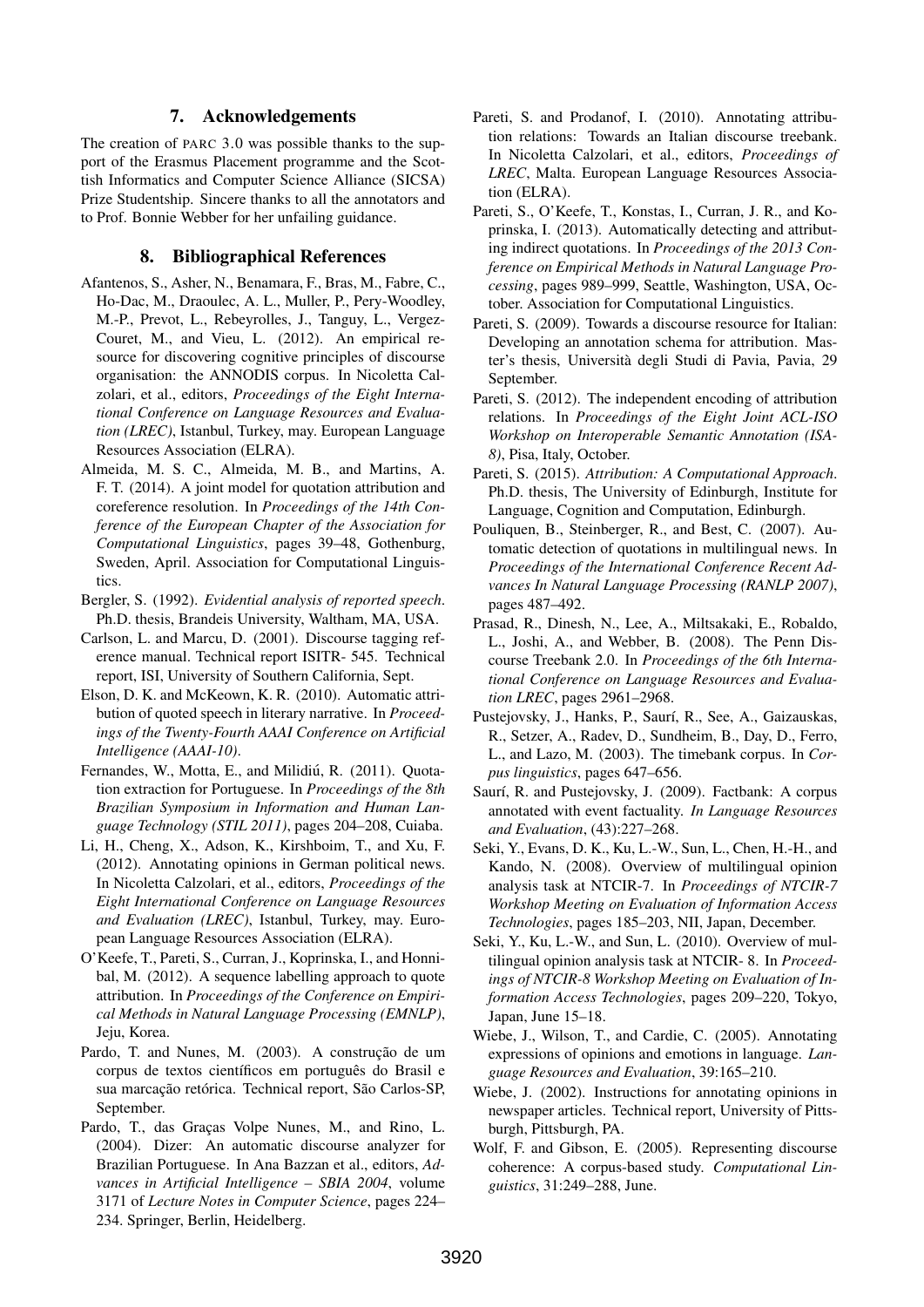## 7. Acknowledgements

The creation of PARC 3.0 was possible thanks to the support of the Erasmus Placement programme and the Scottish Informatics and Computer Science Alliance (SICSA) Prize Studentship. Sincere thanks to all the annotators and to Prof. Bonnie Webber for her unfailing guidance.

## 8. Bibliographical References

Afantenos, S., Asher, N., Benamara, F., Bras, M., Fabre, C., Ho-Dac, M., Draoulec, A. L., Muller, P., Pery-Woodley, M.-P., Prevot, L., Rebeyrolles, J., Tanguy, L., Vergez-Couret, M., and Vieu, L. (2012). An empirical resource for discovering cognitive principles of discourse organisation: the ANNODIS corpus. In Nicoletta Calzolari, et al., editors, *Proceedings of the Eight International Conference on Language Resources and Evaluation (LREC)*, Istanbul, Turkey, may. European Language Resources Association (ELRA).

Almeida, M. S. C., Almeida, M. B., and Martins, A. F. T. (2014). A joint model for quotation attribution and coreference resolution. In *Proceedings of the 14th Conference of the European Chapter of the Association for Computational Linguistics*, pages 39–48, Gothenburg, Sweden, April. Association for Computational Linguistics.

Bergler, S. (1992). *Evidential analysis of reported speech*. Ph.D. thesis, Brandeis University, Waltham, MA, USA.

Carlson, L. and Marcu, D. (2001). Discourse tagging reference manual. Technical report ISITR- 545. Technical report, ISI, University of Southern California, Sept.

Elson, D. K. and McKeown, K. R. (2010). Automatic attribution of quoted speech in literary narrative. In *Proceedings of the Twenty-Fourth AAAI Conference on Artificial Intelligence (AAAI-10)*.

Fernandes, W., Motta, E., and Milidiú, R. (2011). Quotation extraction for Portuguese. In *Proceedings of the 8th Brazilian Symposium in Information and Human Language Technology (STIL 2011)*, pages 204–208, Cuiaba.

Li, H., Cheng, X., Adson, K., Kirshboim, T., and Xu, F. (2012). Annotating opinions in German political news. In Nicoletta Calzolari, et al., editors, *Proceedings of the Eight International Conference on Language Resources and Evaluation (LREC)*, Istanbul, Turkey, may. European Language Resources Association (ELRA).

O'Keefe, T., Pareti, S., Curran, J., Koprinska, I., and Honnibal, M. (2012). A sequence labelling approach to quote attribution. In *Proceedings of the Conference on Empirical Methods in Natural Language Processing (EMNLP)*, Jeju, Korea.

Pardo, T. and Nunes, M. (2003). A construção de um corpus de textos científicos em português do Brasil e sua marcação retórica. Technical report, São Carlos-SP, September.

Pardo, T., das Graças Volpe Nunes, M., and Rino, L. (2004). Dizer: An automatic discourse analyzer for Brazilian Portuguese. In Ana Bazzan et al., editors, *Advances in Artificial Intelligence – SBIA 2004*, volume 3171 of *Lecture Notes in Computer Science*, pages 224–234. Springer, Berlin, Heidelberg.

Pareti, S. and Prodanof, I. (2010). Annotating attribution relations: Towards an Italian discourse treebank. In Nicoletta Calzolari, et al., editors, *Proceedings of LREC*, Malta. European Language Resources Association (ELRA).

Pareti, S., O'Keefe, T., Konstas, I., Curran, J. R., and Koprinska, I. (2013). Automatically detecting and attributing indirect quotations. In *Proceedings of the 2013 Conference on Empirical Methods in Natural Language Processing*, pages 989–999, Seattle, Washington, USA, October. Association for Computational Linguistics.

Pareti, S. (2009). Towards a discourse resource for Italian: Developing an annotation schema for attribution. Master's thesis, Università degli Studi di Pavia, Pavia, 29 September.

Pareti, S. (2012). The independent encoding of attribution relations. In *Proceedings of the Eight Joint ACL-ISO Workshop on Interoperable Semantic Annotation (ISA-8)*, Pisa, Italy, October.

Pareti, S. (2015). *Attribution: A Computational Approach*. Ph.D. thesis, The University of Edinburgh, Institute for Language, Cognition and Computation, Edinburgh.

Pouliquen, B., Steinberger, R., and Best, C. (2007). Automatic detection of quotations in multilingual news. In *Proceedings of the International Conference Recent Advances In Natural Language Processing (RANLP 2007)*, pages 487–492.

Prasad, R., Dinesh, N., Lee, A., Miltsakaki, E., Robaldo, L., Joshi, A., and Webber, B. (2008). The Penn Discourse Treebank 2.0. In *Proceedings of the 6th International Conference on Language Resources and Evaluation LREC*, pages 2961–2968.

Pustejovsky, J., Hanks, P., Saurí, R., See, A., Gaizauskas, R., Setzer, A., Radev, D., Sundheim, B., Day, D., Ferro, L., and Lazo, M. (2003). The timebank corpus. In *Corpus linguistics*, pages 647–656.

Saurí, R. and Pustejovsky, J. (2009). Factbank: A corpus annotated with event factuality. *In Language Resources and Evaluation*, (43):227–268.

Seki, Y., Evans, D. K., Ku, L.-W., Sun, L., Chen, H.-H., and Kando, N. (2008). Overview of multilingual opinion analysis task at NTCIR-7. In *Proceedings of NTCIR-7 Workshop Meeting on Evaluation of Information Access Technologies*, pages 185–203, NII, Japan, December.

Seki, Y., Ku, L.-W., and Sun, L. (2010). Overview of multilingual opinion analysis task at NTCIR- 8. In *Proceedings of NTCIR-8 Workshop Meeting on Evaluation of Information Access Technologies*, pages 209–220, Tokyo, Japan, June 15–18.

Wiebe, J., Wilson, T., and Cardie, C. (2005). Annotating expressions of opinions and emotions in language. *Language Resources and Evaluation*, 39:165–210.

Wiebe, J. (2002). Instructions for annotating opinions in newspaper articles. Technical report, University of Pittsburgh, Pittsburgh, PA.

Wolf, F. and Gibson, E. (2005). Representing discourse coherence: A corpus-based study. *Computational Linguistics*, 31:249–288, June.